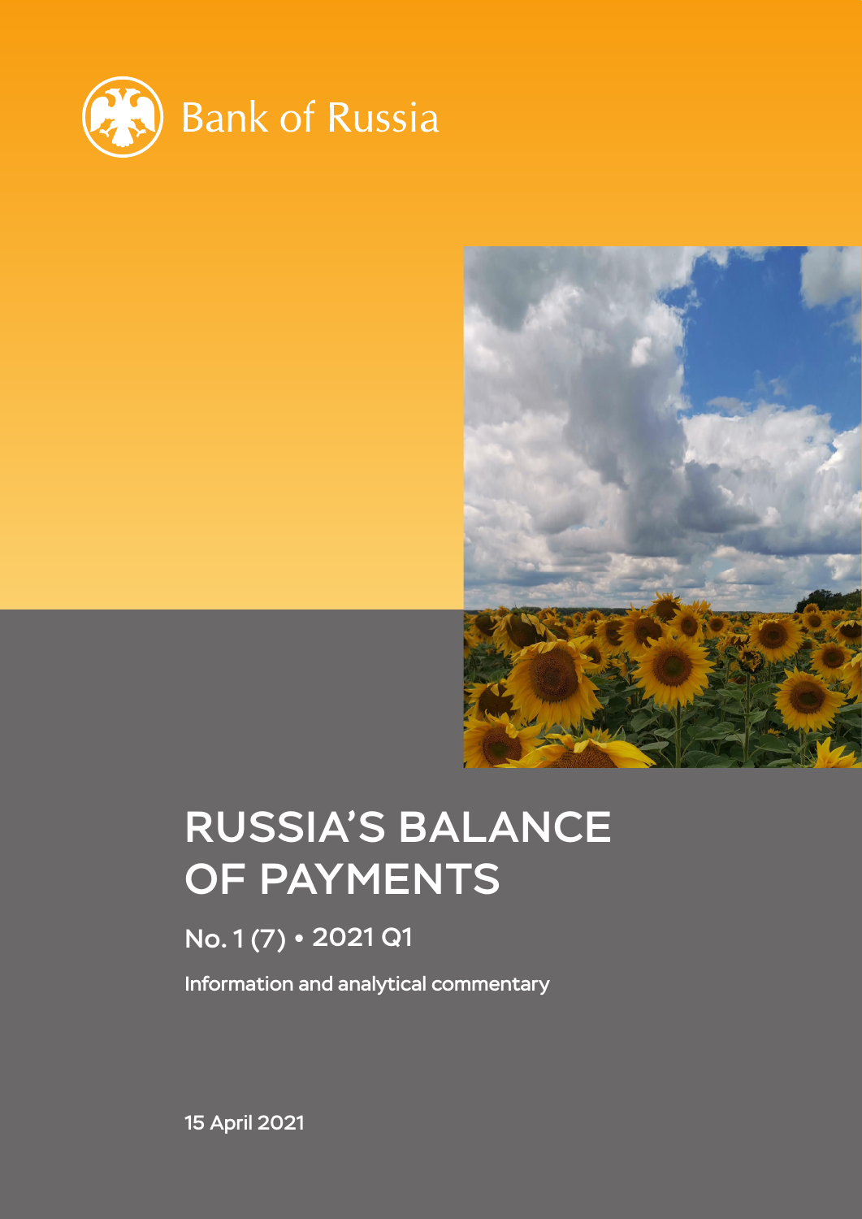Bank of Russia

# RUSSIA'S BALANCE OF PAYMENTS

## No. 1 (7) • 2021 Q1

Information and analytical commentary

15 April 2021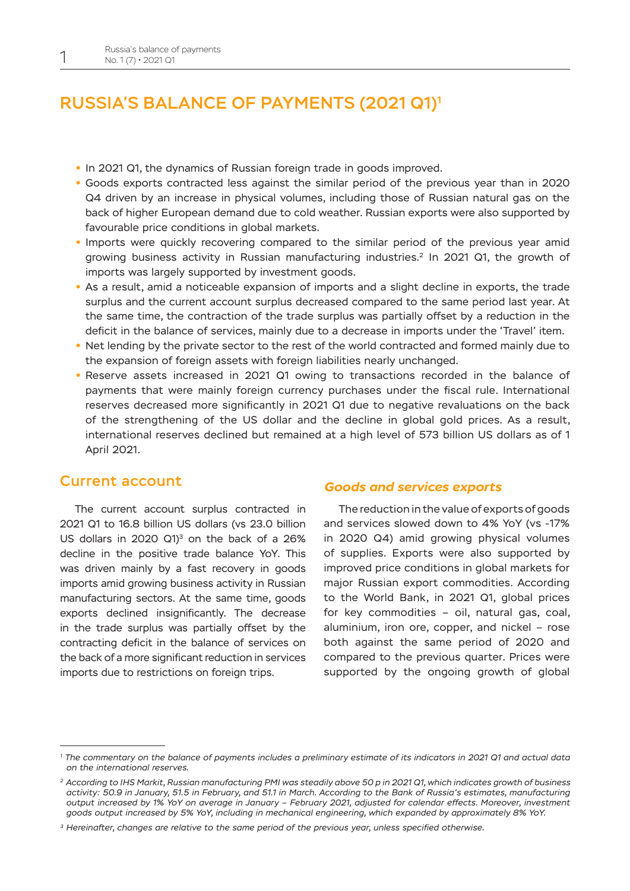# RUSSIA'S BALANCE OF PAYMENTS (2021 Q1)[1]

- In 2021 Q1, the dynamics of Russian foreign trade in goods improved.
- Goods exports contracted less against the similar period of the previous year than in 2020 Q4 driven by an increase in physical volumes, including those of Russian natural gas on the back of higher European demand due to cold weather. Russian exports were also supported by favourable price conditions in global markets.
- Imports were quickly recovering compared to the similar period of the previous year amid growing business activity in Russian manufacturing industries.[2] In 2021 Q1, the growth of imports was largely supported by investment goods.
- As a result, amid a noticeable expansion of imports and a slight decline in exports, the trade surplus and the current account surplus decreased compared to the same period last year. At the same time, the contraction of the trade surplus was partially offset by a reduction in the deficit in the balance of services, mainly due to a decrease in imports under the 'Travel' item.
- Net lending by the private sector to the rest of the world contracted and formed mainly due to the expansion of foreign assets with foreign liabilities nearly unchanged.
- Reserve assets increased in 2021 Q1 owing to transactions recorded in the balance of payments that were mainly foreign currency purchases under the fiscal rule. International reserves decreased more significantly in 2021 Q1 due to negative revaluations on the back of the strengthening of the US dollar and the decline in global gold prices. As a result, international reserves declined but remained at a high level of 573 billion US dollars as of 1 April 2021.

## Current account

The current account surplus contracted in 2021 Q1 to 16.8 billion US dollars (vs 23.0 billion US dollars in 2020 Q1)[3] on the back of a 26% decline in the positive trade balance YoY. This was driven mainly by a fast recovery in goods imports amid growing business activity in Russian manufacturing sectors. At the same time, goods exports declined insignificantly. The decrease in the trade surplus was partially offset by the contracting deficit in the balance of services on the back of a more significant reduction in services imports due to restrictions on foreign trips.

### *Goods and services exports*

The reduction in the value of exports of goods and services slowed down to 4% YoY (vs -17% in 2020 Q4) amid growing physical volumes of supplies. Exports were also supported by improved price conditions in global markets for major Russian export commodities. According to the World Bank, in 2021 Q1, global prices for key commodities – oil, natural gas, coal, aluminium, iron ore, copper, and nickel – rose both against the same period of 2020 and compared to the previous quarter. Prices were supported by the ongoing growth of global

---

*[1] The commentary on the balance of payments includes a preliminary estimate of its indicators in 2021 Q1 and actual data on the international reserves.*

*[2] According to IHS Markit, Russian manufacturing PMI was steadily above 50 p in 2021 Q1, which indicates growth of business activity: 50.9 in January, 51.5 in February, and 51.1 in March. According to the Bank of Russia's estimates, manufacturing output increased by 1% YoY on average in January – February 2021, adjusted for calendar effects. Moreover, investment goods output increased by 5% YoY, including in mechanical engineering, which expanded by approximately 8% YoY.*

*[3] Hereinafter, changes are relative to the same period of the previous year, unless specified otherwise.*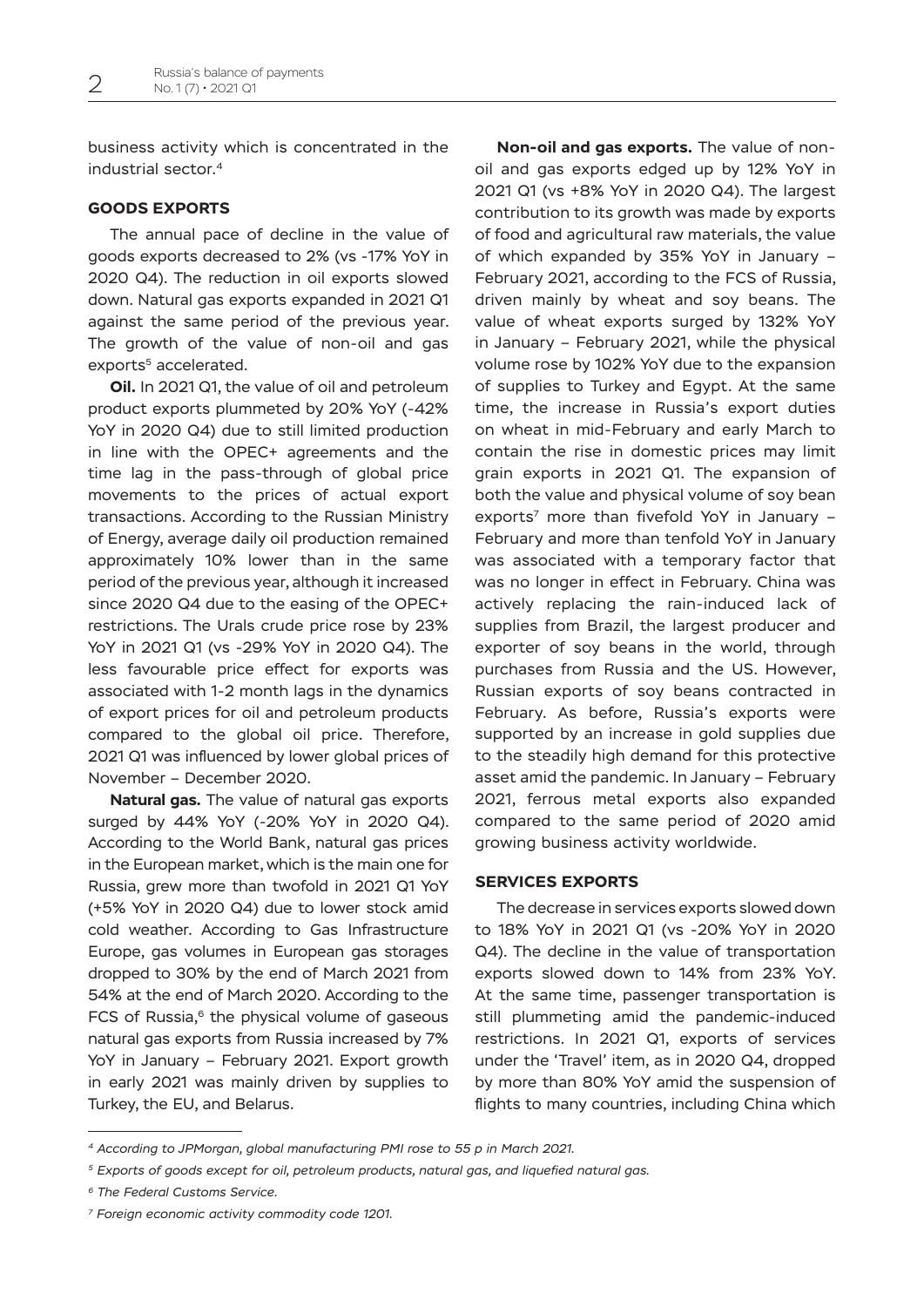business activity which is concentrated in the industrial sector.[4]

### GOODS EXPORTS

The annual pace of decline in the value of goods exports decreased to 2% (vs -17% YoY in 2020 Q4). The reduction in oil exports slowed down. Natural gas exports expanded in 2021 Q1 against the same period of the previous year. The growth of the value of non-oil and gas exports[5] accelerated.

**Oil.** In 2021 Q1, the value of oil and petroleum product exports plummeted by 20% YoY (-42% YoY in 2020 Q4) due to still limited production in line with the OPEC+ agreements and the time lag in the pass-through of global price movements to the prices of actual export transactions. According to the Russian Ministry of Energy, average daily oil production remained approximately 10% lower than in the same period of the previous year, although it increased since 2020 Q4 due to the easing of the OPEC+ restrictions. The Urals crude price rose by 23% YoY in 2021 Q1 (vs -29% YoY in 2020 Q4). The less favourable price effect for exports was associated with 1-2 month lags in the dynamics of export prices for oil and petroleum products compared to the global oil price. Therefore, 2021 Q1 was influenced by lower global prices of November – December 2020.

**Natural gas.** The value of natural gas exports surged by 44% YoY (-20% YoY in 2020 Q4). According to the World Bank, natural gas prices in the European market, which is the main one for Russia, grew more than twofold in 2021 Q1 YoY (+5% YoY in 2020 Q4) due to lower stock amid cold weather. According to Gas Infrastructure Europe, gas volumes in European gas storages dropped to 30% by the end of March 2021 from 54% at the end of March 2020. According to the FCS of Russia,[6] the physical volume of gaseous natural gas exports from Russia increased by 7% YoY in January – February 2021. Export growth in early 2021 was mainly driven by supplies to Turkey, the EU, and Belarus.

**Non-oil and gas exports.** The value of non-oil and gas exports edged up by 12% YoY in 2021 Q1 (vs +8% YoY in 2020 Q4). The largest contribution to its growth was made by exports of food and agricultural raw materials, the value of which expanded by 35% YoY in January – February 2021, according to the FCS of Russia, driven mainly by wheat and soy beans. The value of wheat exports surged by 132% YoY in January – February 2021, while the physical volume rose by 102% YoY due to the expansion of supplies to Turkey and Egypt. At the same time, the increase in Russia's export duties on wheat in mid-February and early March to contain the rise in domestic prices may limit grain exports in 2021 Q1. The expansion of both the value and physical volume of soy bean exports[7] more than fivefold YoY in January – February and more than tenfold YoY in January was associated with a temporary factor that was no longer in effect in February. China was actively replacing the rain-induced lack of supplies from Brazil, the largest producer and exporter of soy beans in the world, through purchases from Russia and the US. However, Russian exports of soy beans contracted in February. As before, Russia's exports were supported by an increase in gold supplies due to the steadily high demand for this protective asset amid the pandemic. In January – February 2021, ferrous metal exports also expanded compared to the same period of 2020 amid growing business activity worldwide.

### SERVICES EXPORTS

The decrease in services exports slowed down to 18% YoY in 2021 Q1 (vs -20% YoY in 2020 Q4). The decline in the value of transportation exports slowed down to 14% from 23% YoY. At the same time, passenger transportation is still plummeting amid the pandemic-induced restrictions. In 2021 Q1, exports of services under the 'Travel' item, as in 2020 Q4, dropped by more than 80% YoY amid the suspension of flights to many countries, including China which

---

[4] *According to JPMorgan, global manufacturing PMI rose to 55 p in March 2021.*

[5] *Exports of goods except for oil, petroleum products, natural gas, and liquefied natural gas.*

[6] *The Federal Customs Service.*

[7] *Foreign economic activity commodity code 1201.*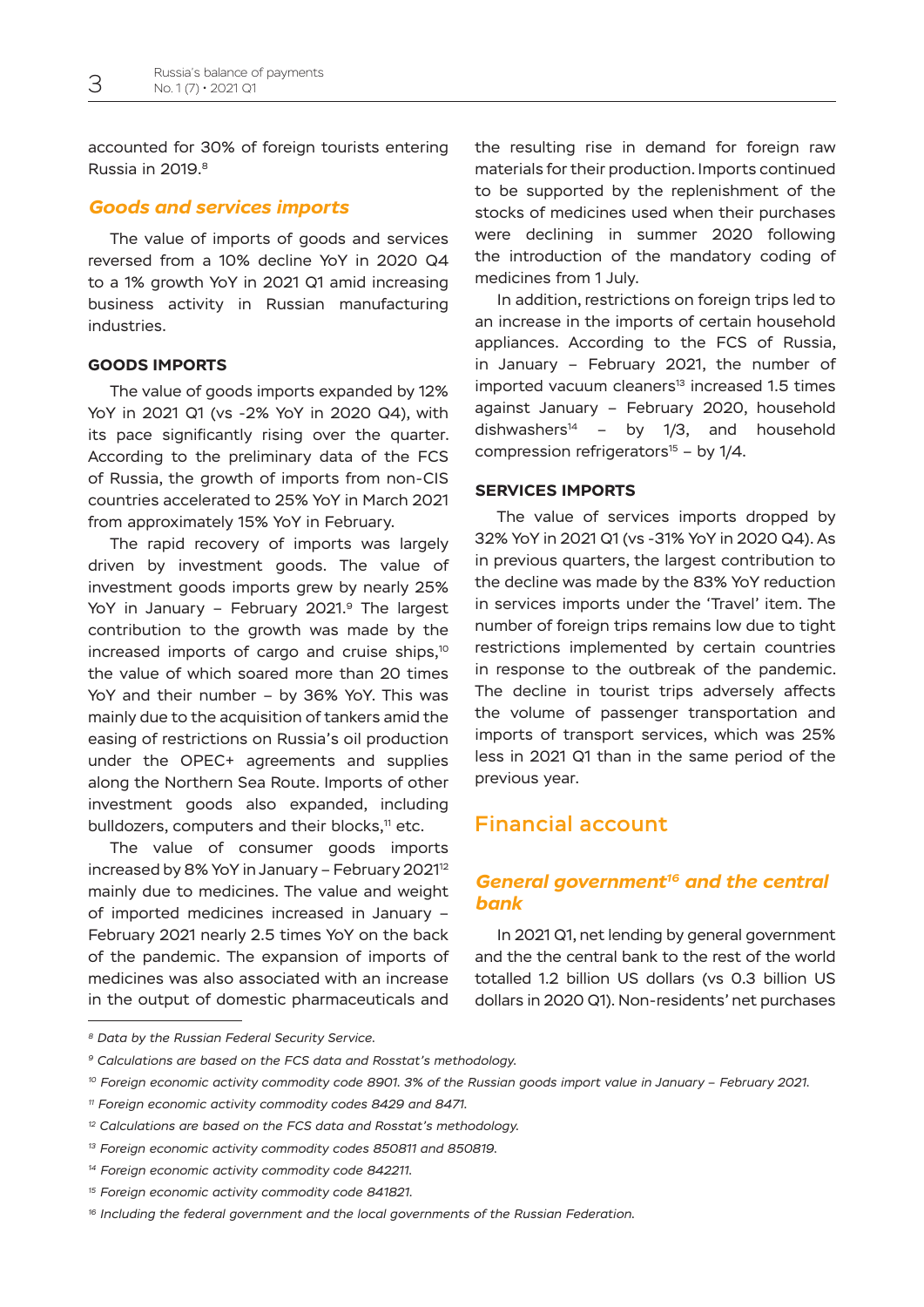accounted for 30% of foreign tourists entering Russia in 2019.[8]

## *Goods and services imports*

The value of imports of goods and services reversed from a 10% decline YoY in 2020 Q4 to a 1% growth YoY in 2021 Q1 amid increasing business activity in Russian manufacturing industries.

### GOODS IMPORTS

The value of goods imports expanded by 12% YoY in 2021 Q1 (vs -2% YoY in 2020 Q4), with its pace significantly rising over the quarter. According to the preliminary data of the FCS of Russia, the growth of imports from non-CIS countries accelerated to 25% YoY in March 2021 from approximately 15% YoY in February.

The rapid recovery of imports was largely driven by investment goods. The value of investment goods imports grew by nearly 25% YoY in January – February 2021.[9] The largest contribution to the growth was made by the increased imports of cargo and cruise ships,[10] the value of which soared more than 20 times YoY and their number – by 36% YoY. This was mainly due to the acquisition of tankers amid the easing of restrictions on Russia's oil production under the OPEC+ agreements and supplies along the Northern Sea Route. Imports of other investment goods also expanded, including bulldozers, computers and their blocks,[11] etc.

The value of consumer goods imports increased by 8% YoY in January – February 2021[12] mainly due to medicines. The value and weight of imported medicines increased in January – February 2021 nearly 2.5 times YoY on the back of the pandemic. The expansion of imports of medicines was also associated with an increase in the output of domestic pharmaceuticals and the resulting rise in demand for foreign raw materials for their production. Imports continued to be supported by the replenishment of the stocks of medicines used when their purchases were declining in summer 2020 following the introduction of the mandatory coding of medicines from 1 July.

In addition, restrictions on foreign trips led to an increase in the imports of certain household appliances. According to the FCS of Russia, in January – February 2021, the number of imported vacuum cleaners[13] increased 1.5 times against January – February 2020, household dishwashers[14] – by 1/3, and household compression refrigerators[15] – by 1/4.

### SERVICES IMPORTS

The value of services imports dropped by 32% YoY in 2021 Q1 (vs -31% YoY in 2020 Q4). As in previous quarters, the largest contribution to the decline was made by the 83% YoY reduction in services imports under the 'Travel' item. The number of foreign trips remains low due to tight restrictions implemented by certain countries in response to the outbreak of the pandemic. The decline in tourist trips adversely affects the volume of passenger transportation and imports of transport services, which was 25% less in 2021 Q1 than in the same period of the previous year.

# Financial account

## *General government[16] and the central bank*

In 2021 Q1, net lending by general government and the central bank to the rest of the world totalled 1.2 billion US dollars (vs 0.3 billion US dollars in 2020 Q1). Non-residents' net purchases

---

*[8] Data by the Russian Federal Security Service.*

*[9] Calculations are based on the FCS data and Rosstat's methodology.*

*[10] Foreign economic activity commodity code 8901. 3% of the Russian goods import value in January – February 2021.*

*[11] Foreign economic activity commodity codes 8429 and 8471.*

*[12] Calculations are based on the FCS data and Rosstat's methodology.*

*[13] Foreign economic activity commodity codes 850811 and 850819.*

*[14] Foreign economic activity commodity code 842211.*

*[15] Foreign economic activity commodity code 841821.*

*[16] Including the federal government and the local governments of the Russian Federation.*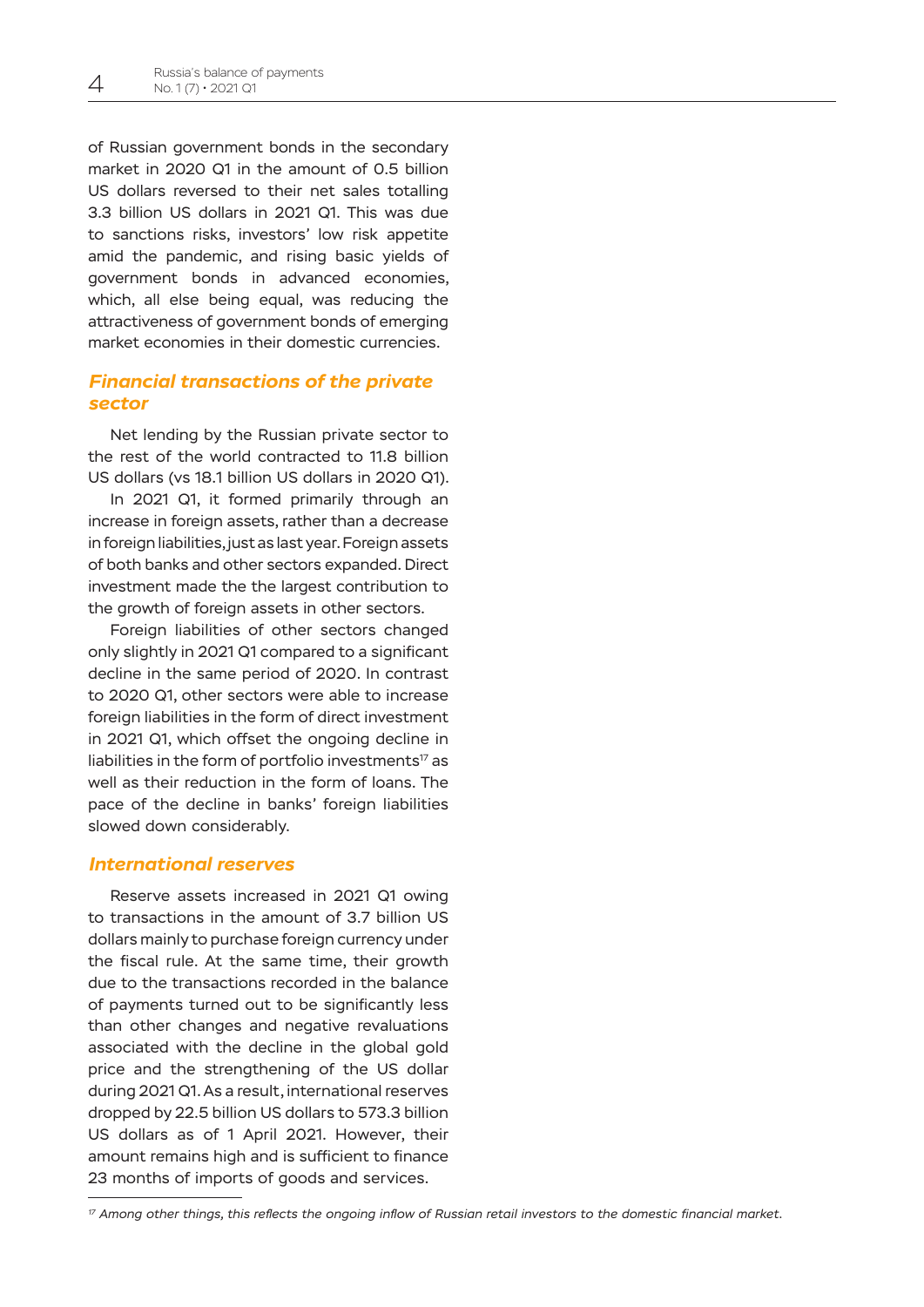of Russian government bonds in the secondary market in 2020 Q1 in the amount of 0.5 billion US dollars reversed to their net sales totalling 3.3 billion US dollars in 2021 Q1. This was due to sanctions risks, investors' low risk appetite amid the pandemic, and rising basic yields of government bonds in advanced economies, which, all else being equal, was reducing the attractiveness of government bonds of emerging market economies in their domestic currencies.

### *Financial transactions of the private sector*

Net lending by the Russian private sector to the rest of the world contracted to 11.8 billion US dollars (vs 18.1 billion US dollars in 2020 Q1).

In 2021 Q1, it formed primarily through an increase in foreign assets, rather than a decrease in foreign liabilities, just as last year. Foreign assets of both banks and other sectors expanded. Direct investment made the the largest contribution to the growth of foreign assets in other sectors.

Foreign liabilities of other sectors changed only slightly in 2021 Q1 compared to a significant decline in the same period of 2020. In contrast to 2020 Q1, other sectors were able to increase foreign liabilities in the form of direct investment in 2021 Q1, which offset the ongoing decline in liabilities in the form of portfolio investments[17] as well as their reduction in the form of loans. The pace of the decline in banks' foreign liabilities slowed down considerably.

### *International reserves*

Reserve assets increased in 2021 Q1 owing to transactions in the amount of 3.7 billion US dollars mainly to purchase foreign currency under the fiscal rule. At the same time, their growth due to the transactions recorded in the balance of payments turned out to be significantly less than other changes and negative revaluations associated with the decline in the global gold price and the strengthening of the US dollar during 2021 Q1. As a result, international reserves dropped by 22.5 billion US dollars to 573.3 billion US dollars as of 1 April 2021. However, their amount remains high and is sufficient to finance 23 months of imports of goods and services.

---

[17] *Among other things, this reflects the ongoing inflow of Russian retail investors to the domestic financial market.*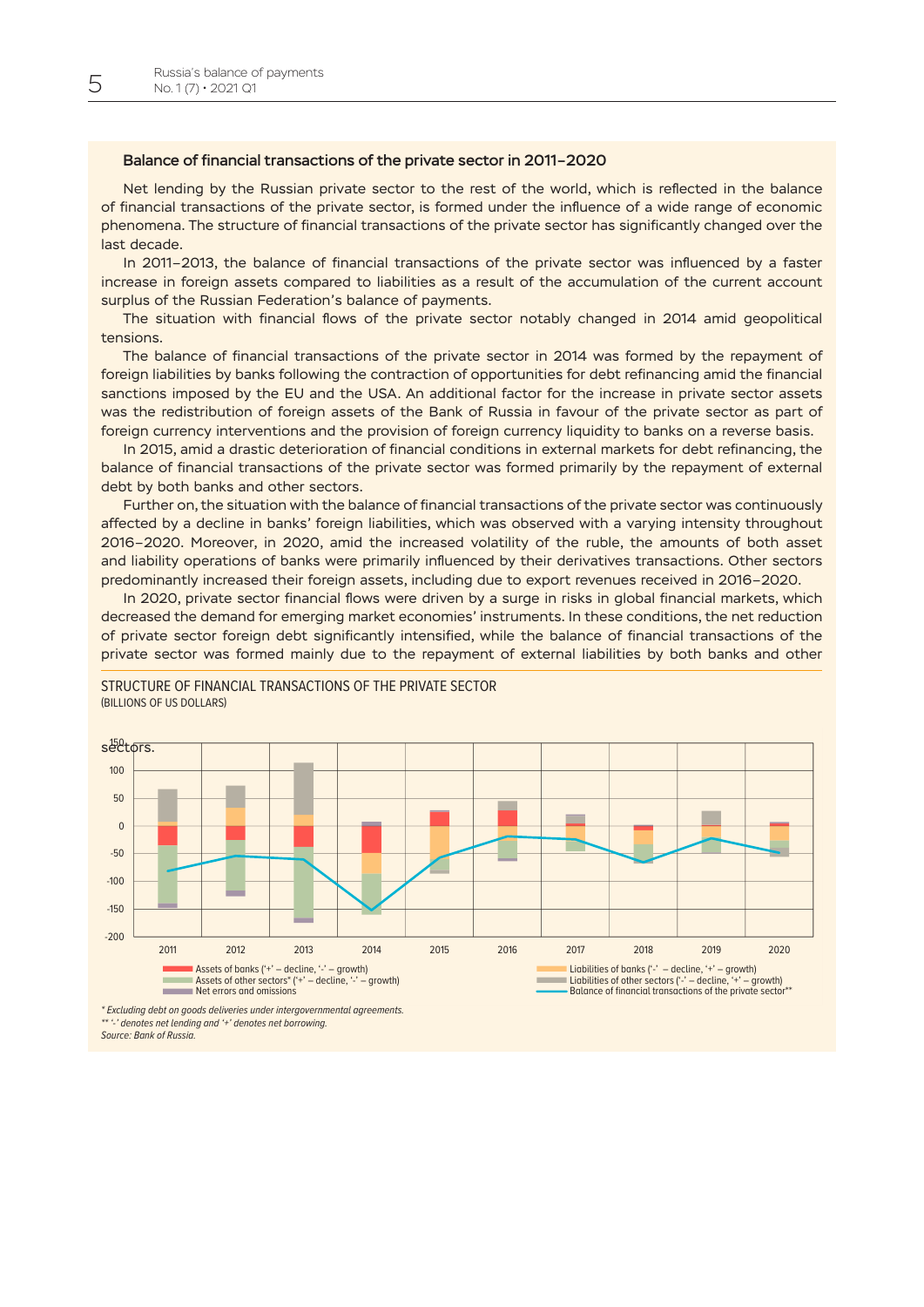### Balance of financial transactions of the private sector in 2011–2020

Net lending by the Russian private sector to the rest of the world, which is reflected in the balance of financial transactions of the private sector, is formed under the influence of a wide range of economic phenomena. The structure of financial transactions of the private sector has significantly changed over the last decade.

In 2011–2013, the balance of financial transactions of the private sector was influenced by a faster increase in foreign assets compared to liabilities as a result of the accumulation of the current account surplus of the Russian Federation's balance of payments.

The situation with financial flows of the private sector notably changed in 2014 amid geopolitical tensions.

The balance of financial transactions of the private sector in 2014 was formed by the repayment of foreign liabilities by banks following the contraction of opportunities for debt refinancing amid the financial sanctions imposed by the EU and the USA. An additional factor for the increase in private sector assets was the redistribution of foreign assets of the Bank of Russia in favour of the private sector as part of foreign currency interventions and the provision of foreign currency liquidity to banks on a reverse basis.

In 2015, amid a drastic deterioration of financial conditions in external markets for debt refinancing, the balance of financial transactions of the private sector was formed primarily by the repayment of external debt by both banks and other sectors.

Further on, the situation with the balance of financial transactions of the private sector was continuously affected by a decline in banks' foreign liabilities, which was observed with a varying intensity throughout 2016–2020. Moreover, in 2020, amid the increased volatility of the ruble, the amounts of both asset and liability operations of banks were primarily influenced by their derivatives transactions. Other sectors predominantly increased their foreign assets, including due to export revenues received in 2016–2020.

In 2020, private sector financial flows were driven by a surge in risks in global financial markets, which decreased the demand for emerging market economies' instruments. In these conditions, the net reduction of private sector foreign debt significantly intensified, while the balance of financial transactions of the private sector was formed mainly due to the repayment of external liabilities by both banks and other sectors.

STRUCTURE OF FINANCIAL TRANSACTIONS OF THE PRIVATE SECTOR
(BILLIONS OF US DOLLARS)

- Assets of banks ('+' – decline, '-' – growth)
- Assets of other sectors* ('+' – decline, '-' – growth)
- Net errors and omissions
- Liabilities of banks ('-' – decline, '+' – growth)
- Liabilities of other sectors ('-' – decline, '+' – growth)
- Balance of financial transactions of the private sector**

\* Excluding debt on goods deliveries under intergovernmental agreements.
\*\* '-' denotes net lending and '+' denotes net borrowing.
Source: Bank of Russia.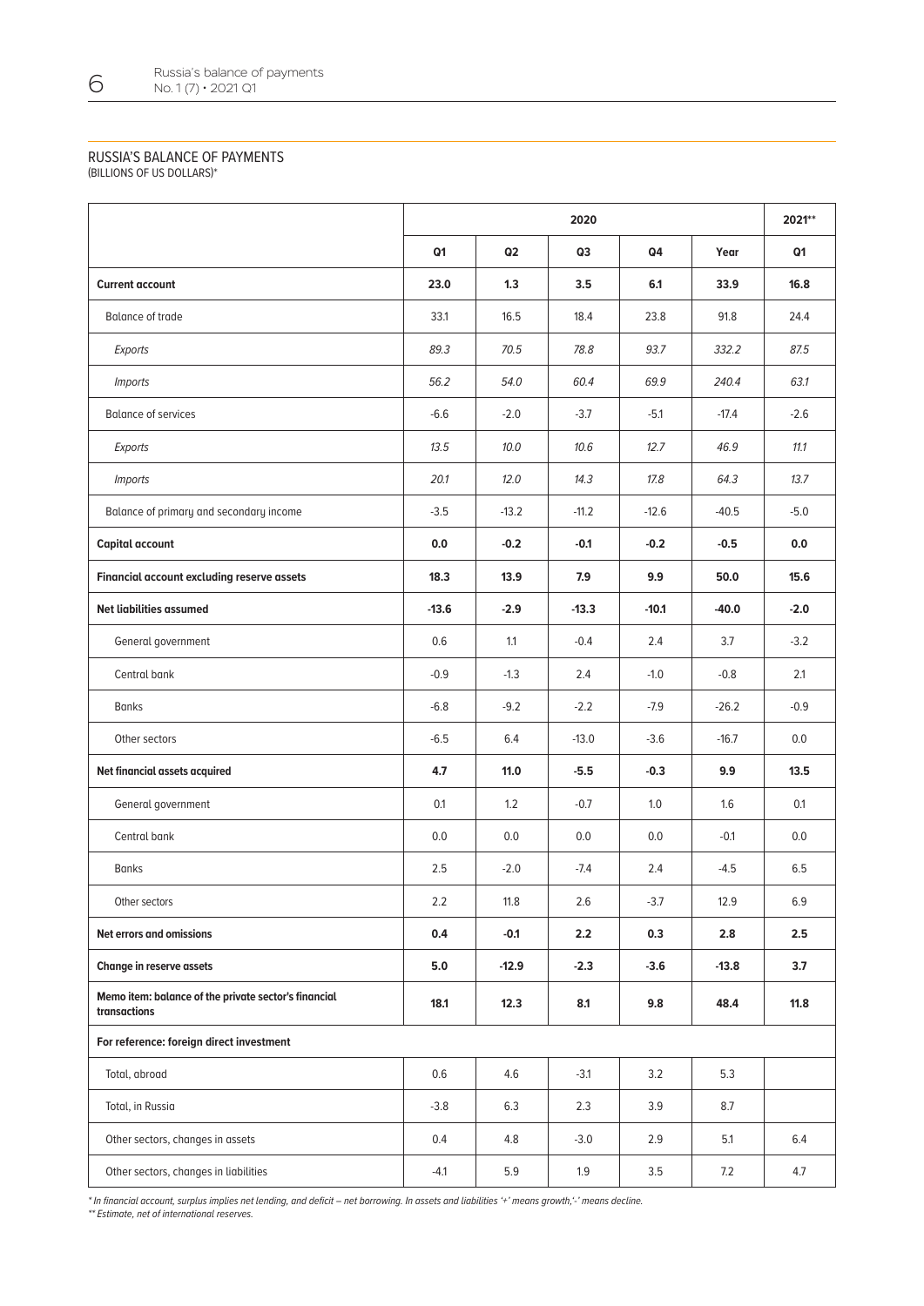## RUSSIA'S BALANCE OF PAYMENTS
(BILLIONS OF US DOLLARS)*

| | 2020 | | | | | 2021** |
|---|---|---|---|---|---|---|
| | Q1 | Q2 | Q3 | Q4 | Year | Q1 |
| **Current account** | **23.0** | **1.3** | **3.5** | **6.1** | **33.9** | **16.8** |
| Balance of trade | 33.1 | 16.5 | 18.4 | 23.8 | 91.8 | 24.4 |
| *Exports* | *89.3* | *70.5* | *78.8* | *93.7* | *332.2* | *87.5* |
| *Imports* | *56.2* | *54.0* | *60.4* | *69.9* | *240.4* | *63.1* |
| Balance of services | -6.6 | -2.0 | -3.7 | -5.1 | -17.4 | -2.6 |
| *Exports* | *13.5* | *10.0* | *10.6* | *12.7* | *46.9* | *11.1* |
| *Imports* | *20.1* | *12.0* | *14.3* | *17.8* | *64.3* | *13.7* |
| Balance of primary and secondary income | -3.5 | -13.2 | -11.2 | -12.6 | -40.5 | -5.0 |
| **Capital account** | **0.0** | **-0.2** | **-0.1** | **-0.2** | **-0.5** | **0.0** |
| **Financial account excluding reserve assets** | **18.3** | **13.9** | **7.9** | **9.9** | **50.0** | **15.6** |
| **Net liabilities assumed** | **-13.6** | **-2.9** | **-13.3** | **-10.1** | **-40.0** | **-2.0** |
| General government | 0.6 | 1.1 | -0.4 | 2.4 | 3.7 | -3.2 |
| Central bank | -0.9 | -1.3 | 2.4 | -1.0 | -0.8 | 2.1 |
| Banks | -6.8 | -9.2 | -2.2 | -7.9 | -26.2 | -0.9 |
| Other sectors | -6.5 | 6.4 | -13.0 | -3.6 | -16.7 | 0.0 |
| **Net financial assets acquired** | **4.7** | **11.0** | **-5.5** | **-0.3** | **9.9** | **13.5** |
| General government | 0.1 | 1.2 | -0.7 | 1.0 | 1.6 | 0.1 |
| Central bank | 0.0 | 0.0 | 0.0 | 0.0 | -0.1 | 0.0 |
| Banks | 2.5 | -2.0 | -7.4 | 2.4 | -4.5 | 6.5 |
| Other sectors | 2.2 | 11.8 | 2.6 | -3.7 | 12.9 | 6.9 |
| **Net errors and omissions** | **0.4** | **-0.1** | **2.2** | **0.3** | **2.8** | **2.5** |
| **Change in reserve assets** | **5.0** | **-12.9** | **-2.3** | **-3.6** | **-13.8** | **3.7** |
| **Memo item: balance of the private sector's financial transactions** | **18.1** | **12.3** | **8.1** | **9.8** | **48.4** | **11.8** |
| **For reference: foreign direct investment** | | | | | | |
| Total, abroad | 0.6 | 4.6 | -3.1 | 3.2 | 5.3 | |
| Total, in Russia | -3.8 | 6.3 | 2.3 | 3.9 | 8.7 | |
| Other sectors, changes in assets | 0.4 | 4.8 | -3.0 | 2.9 | 5.1 | 6.4 |
| Other sectors, changes in liabilities | -4.1 | 5.9 | 1.9 | 3.5 | 7.2 | 4.7 |

*\* In financial account, surplus implies net lending, and deficit – net borrowing. In assets and liabilities '+' means growth,'-' means decline.*
*\*\* Estimate, net of international reserves.*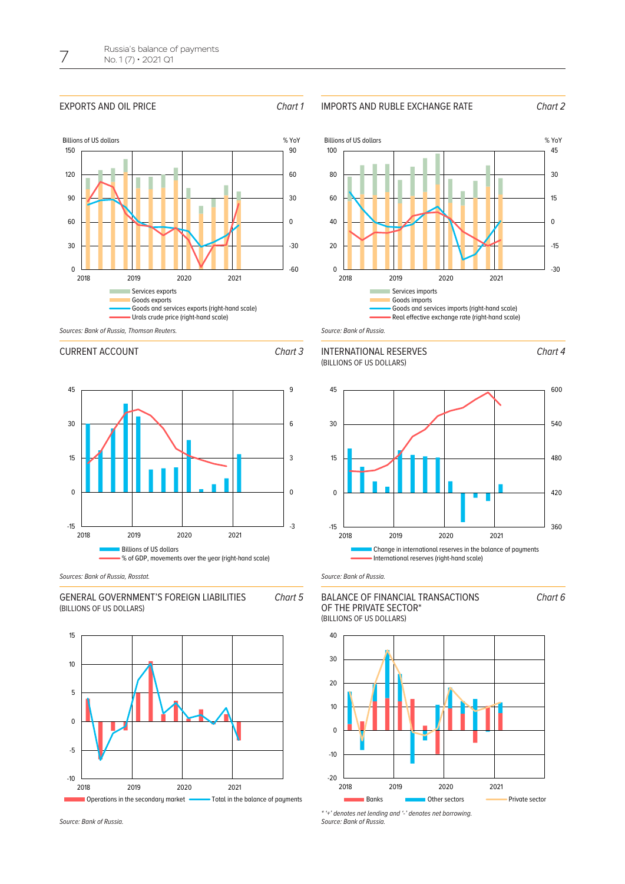### EXPORTS AND OIL PRICE

*Chart 1*

Billions of US dollars | % YoY

- Services exports
- Goods exports
- Goods and services exports (right-hand scale)
- Urals crude price (right-hand scale)

*Sources: Bank of Russia, Thomson Reuters.*

### IMPORTS AND RUBLE EXCHANGE RATE

*Chart 2*

Billions of US dollars | % YoY

- Services imports
- Goods imports
- Goods and services imports (right-hand scale)
- Real effective exchange rate (right-hand scale)

*Source: Bank of Russia.*

### CURRENT ACCOUNT

*Chart 3*

- Billions of US dollars
- % of GDP, movements over the year (right-hand scale)

*Sources: Bank of Russia, Rosstat.*

### INTERNATIONAL RESERVES
(BILLIONS OF US DOLLARS)

*Chart 4*

- Change in international reserves in the balance of payments
- International reserves (right-hand scale)

*Source: Bank of Russia.*

### GENERAL GOVERNMENT'S FOREIGN LIABILITIES
(BILLIONS OF US DOLLARS)

*Chart 5*

- Operations in the secondary market
- Total in the balance of payments

*Source: Bank of Russia.*

### BALANCE OF FINANCIAL TRANSACTIONS OF THE PRIVATE SECTOR*
(BILLIONS OF US DOLLARS)

*Chart 6*

- Banks
- Other sectors
- Private sector

*\* '+' denotes net lending and '-' denotes net borrowing.*
*Source: Bank of Russia.*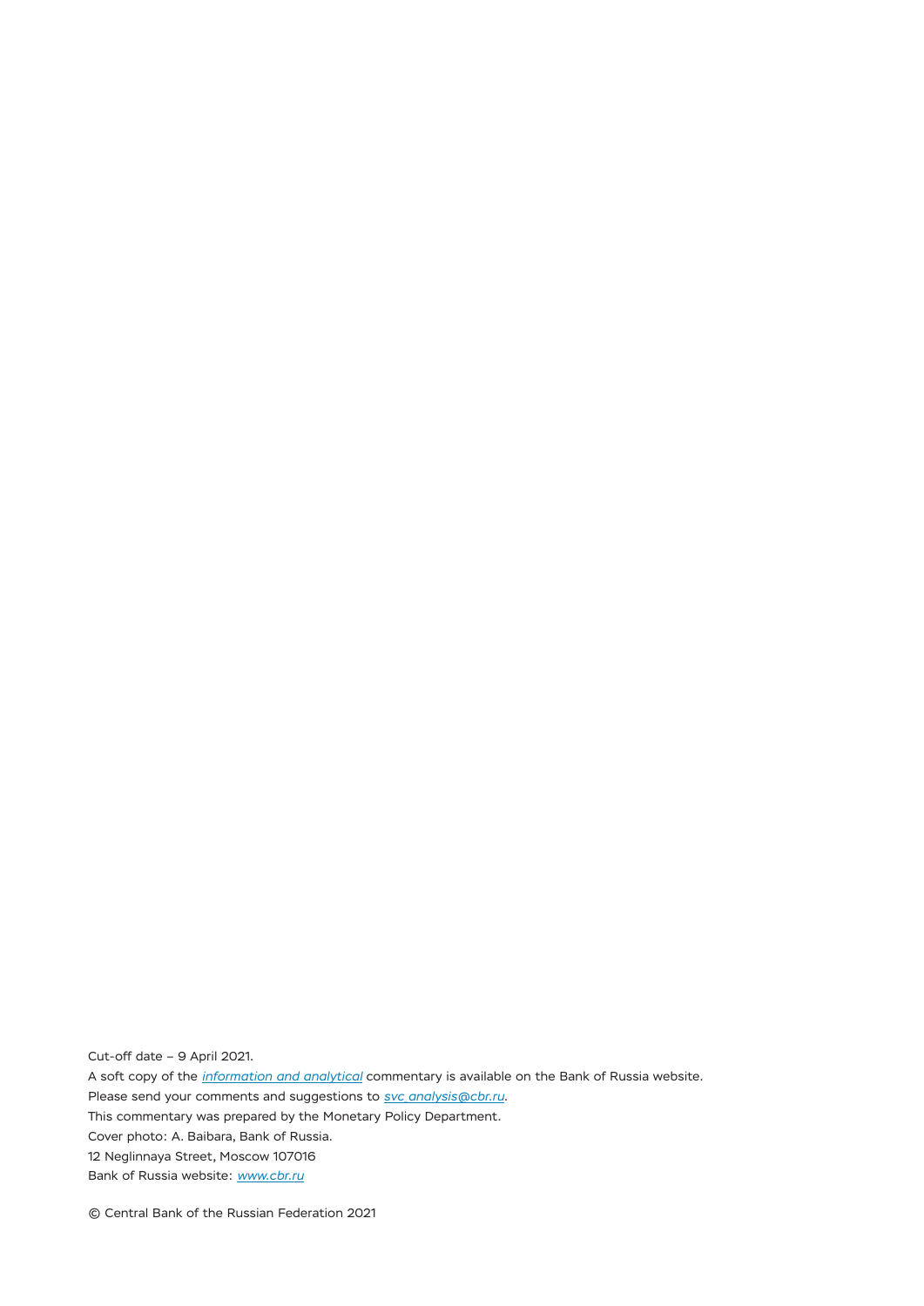Cut-off date – 9 April 2021.

A soft copy of the *information and analytical* commentary is available on the Bank of Russia website.

Please send your comments and suggestions to *svc_analysis@cbr.ru*.

This commentary was prepared by the Monetary Policy Department.

Cover photo: A. Baibara, Bank of Russia.

12 Neglinnaya Street, Moscow 107016

Bank of Russia website: *www.cbr.ru*

© Central Bank of the Russian Federation 2021